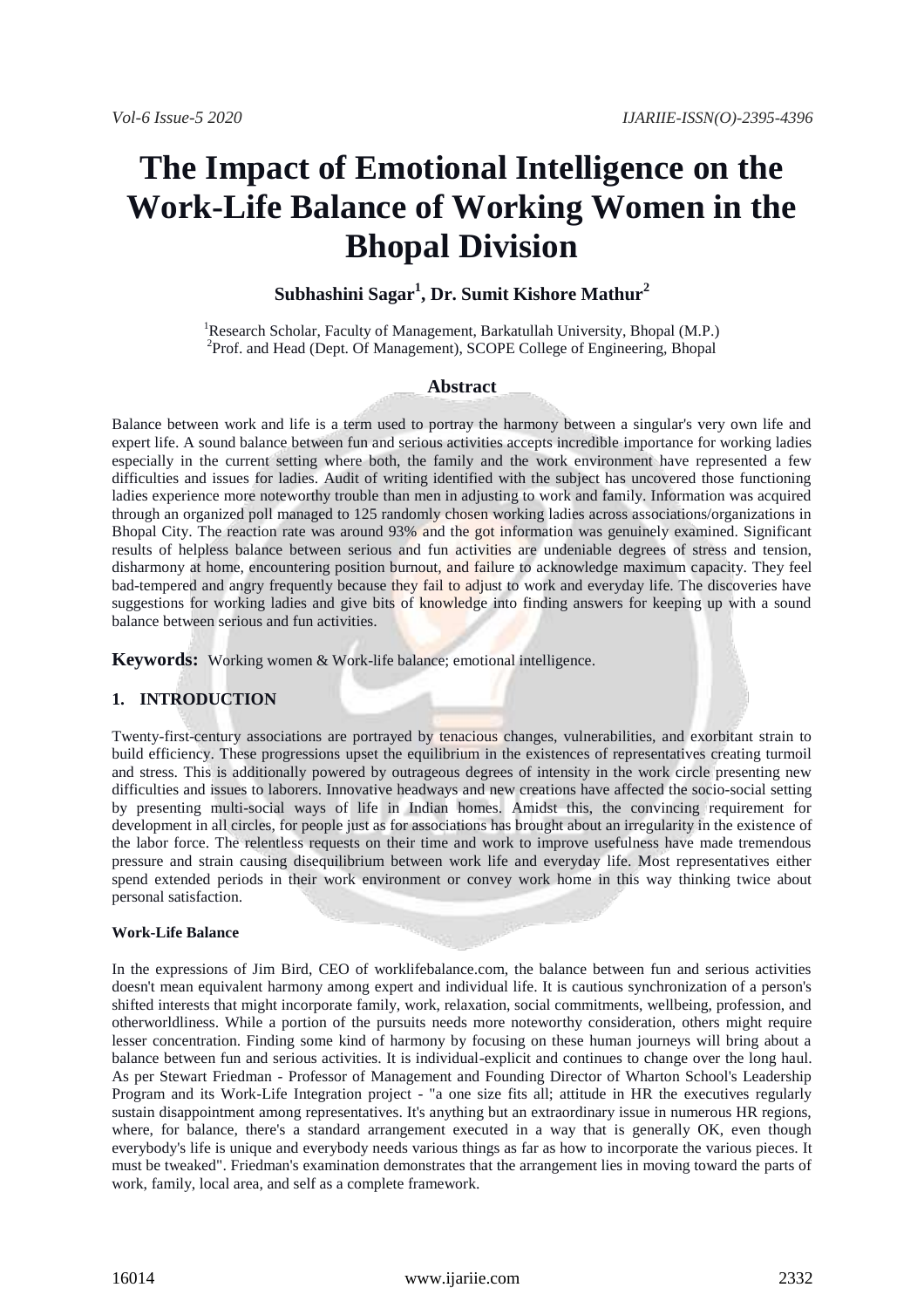# The Impact of Emotional Intelligence on the Work-Life Balance of Working Women in the Bhopal Division

**Subhashini Sagar[1], Dr. Sumit Kishore Mathur[2]**

[1]Research Scholar, Faculty of Management, Barkatullah University, Bhopal (M.P.)
[2]Prof. and Head (Dept. Of Management), SCOPE College of Engineering, Bhopal

## Abstract

Balance between work and life is a term used to portray the harmony between a singular's very own life and expert life. A sound balance between fun and serious activities accepts incredible importance for working ladies especially in the current setting where both, the family and the work environment have represented a few difficulties and issues for ladies. Audit of writing identified with the subject has uncovered those functioning ladies experience more noteworthy trouble than men in adjusting to work and family. Information was acquired through an organized poll managed to 125 randomly chosen working ladies across associations/organizations in Bhopal City. The reaction rate was around 93% and the got information was genuinely examined. Significant results of helpless balance between serious and fun activities are undeniable degrees of stress and tension, disharmony at home, encountering position burnout, and failure to acknowledge maximum capacity. They feel bad-tempered and angry frequently because they fail to adjust to work and everyday life. The discoveries have suggestions for working ladies and give bits of knowledge into finding answers for keeping up with a sound balance between serious and fun activities.

**Keywords:** Working women & Work-life balance; emotional intelligence.

## 1. INTRODUCTION

Twenty-first-century associations are portrayed by tenacious changes, vulnerabilities, and exorbitant strain to build efficiency. These progressions upset the equilibrium in the existences of representatives creating turmoil and stress. This is additionally powered by outrageous degrees of intensity in the work circle presenting new difficulties and issues to laborers. Innovative headways and new creations have affected the socio-social setting by presenting multi-social ways of life in Indian homes. Amidst this, the convincing requirement for development in all circles, for people just as for associations has brought about an irregularity in the existence of the labor force. The relentless requests on their time and work to improve usefulness have made tremendous pressure and strain causing disequilibrium between work life and everyday life. Most representatives either spend extended periods in their work environment or convey work home in this way thinking twice about personal satisfaction.

### Work-Life Balance

In the expressions of Jim Bird, CEO of worklifebalance.com, the balance between fun and serious activities doesn't mean equivalent harmony among expert and individual life. It is cautious synchronization of a person's shifted interests that might incorporate family, work, relaxation, social commitments, wellbeing, profession, and otherworldliness. While a portion of the pursuits needs more noteworthy consideration, others might require lesser concentration. Finding some kind of harmony by focusing on these human journeys will bring about a balance between fun and serious activities. It is individual-explicit and continues to change over the long haul. As per Stewart Friedman - Professor of Management and Founding Director of Wharton School's Leadership Program and its Work-Life Integration project - "a one size fits all; attitude in HR the executives regularly sustain disappointment among representatives. It's anything but an extraordinary issue in numerous HR regions, where, for balance, there's a standard arrangement executed in a way that is generally OK, even though everybody's life is unique and everybody needs various things as far as how to incorporate the various pieces. It must be tweaked". Friedman's examination demonstrates that the arrangement lies in moving toward the parts of work, family, local area, and self as a complete framework.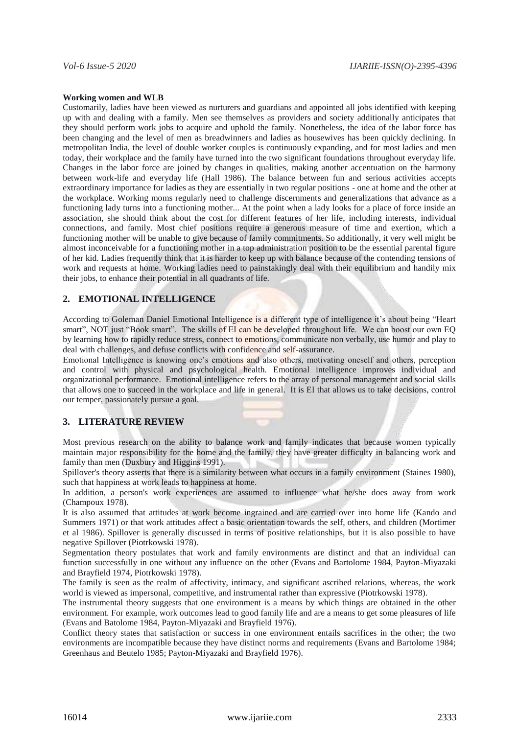**Working women and WLB**

Customarily, ladies have been viewed as nurturers and guardians and appointed all jobs identified with keeping up with and dealing with a family. Men see themselves as providers and society additionally anticipates that they should perform work jobs to acquire and uphold the family. Nonetheless, the idea of the labor force has been changing and the level of men as breadwinners and ladies as housewives has been quickly declining. In metropolitan India, the level of double worker couples is continuously expanding, and for most ladies and men today, their workplace and the family have turned into the two significant foundations throughout everyday life. Changes in the labor force are joined by changes in qualities, making another accentuation on the harmony between work-life and everyday life (Hall 1986). The balance between fun and serious activities accepts extraordinary importance for ladies as they are essentially in two regular positions - one at home and the other at the workplace. Working moms regularly need to challenge discernments and generalizations that advance as a functioning lady turns into a functioning mother... At the point when a lady looks for a place of force inside an association, she should think about the cost for different features of her life, including interests, individual connections, and family. Most chief positions require a generous measure of time and exertion, which a functioning mother will be unable to give because of family commitments. So additionally, it very well might be almost inconceivable for a functioning mother in a top administration position to be the essential parental figure of her kid. Ladies frequently think that it is harder to keep up with balance because of the contending tensions of work and requests at home. Working ladies need to painstakingly deal with their equilibrium and handily mix their jobs, to enhance their potential in all quadrants of life.

## 2. EMOTIONAL INTELLIGENCE

According to Goleman Daniel Emotional Intelligence is a different type of intelligence it's about being "Heart smart", NOT just "Book smart". The skills of EI can be developed throughout life. We can boost our own EQ by learning how to rapidly reduce stress, connect to emotions, communicate non verbally, use humor and play to deal with challenges, and defuse conflicts with confidence and self-assurance.

Emotional Intelligence is knowing one's emotions and also others, motivating oneself and others, perception and control with physical and psychological health. Emotional intelligence improves individual and organizational performance. Emotional intelligence refers to the array of personal management and social skills that allows one to succeed in the workplace and life in general. It is EI that allows us to take decisions, control our temper, passionately pursue a goal.

## 3. LITERATURE REVIEW

Most previous research on the ability to balance work and family indicates that because women typically maintain major responsibility for the home and the family, they have greater difficulty in balancing work and family than men (Duxbury and Higgins 1991).

Spillover's theory asserts that there is a similarity between what occurs in a family environment (Staines 1980), such that happiness at work leads to happiness at home.

In addition, a person's work experiences are assumed to influence what he/she does away from work (Champoux 1978).

It is also assumed that attitudes at work become ingrained and are carried over into home life (Kando and Summers 1971) or that work attitudes affect a basic orientation towards the self, others, and children (Mortimer et al 1986). Spillover is generally discussed in terms of positive relationships, but it is also possible to have negative Spillover (Piotrkowski 1978).

Segmentation theory postulates that work and family environments are distinct and that an individual can function successfully in one without any influence on the other (Evans and Bartolome 1984, Payton-Miyazaki and Brayfield 1974, Piotrkowski 1978).

The family is seen as the realm of affectivity, intimacy, and significant ascribed relations, whereas, the work world is viewed as impersonal, competitive, and instrumental rather than expressive (Piotrkowski 1978).

The instrumental theory suggests that one environment is a means by which things are obtained in the other environment. For example, work outcomes lead to good family life and are a means to get some pleasures of life (Evans and Batolome 1984, Payton-Miyazaki and Brayfield 1976).

Conflict theory states that satisfaction or success in one environment entails sacrifices in the other; the two environments are incompatible because they have distinct norms and requirements (Evans and Bartolome 1984; Greenhaus and Beutelo 1985; Payton-Miyazaki and Brayfield 1976).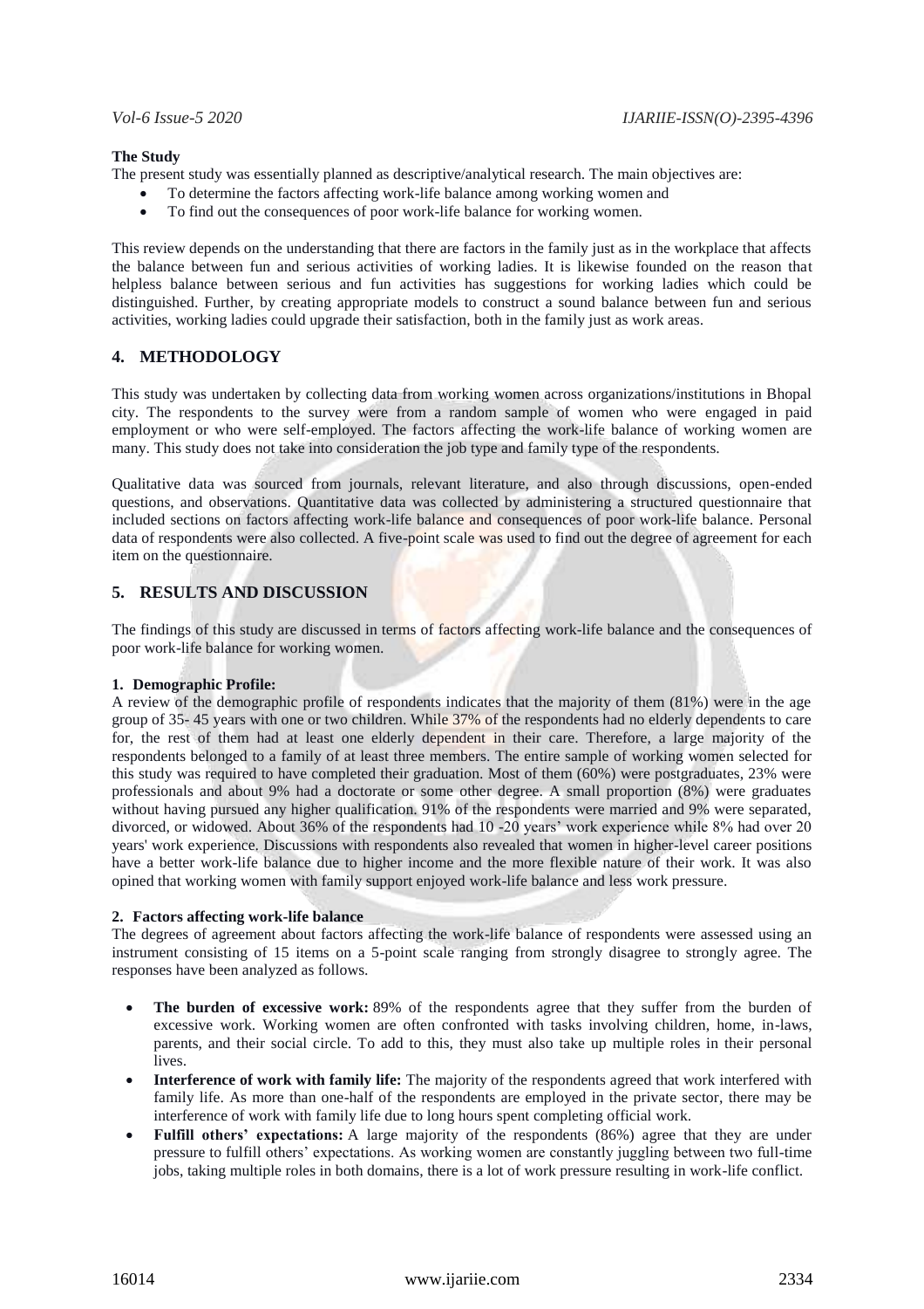**The Study**

The present study was essentially planned as descriptive/analytical research. The main objectives are:

- To determine the factors affecting work-life balance among working women and
- To find out the consequences of poor work-life balance for working women.

This review depends on the understanding that there are factors in the family just as in the workplace that affects the balance between fun and serious activities of working ladies. It is likewise founded on the reason that helpless balance between serious and fun activities has suggestions for working ladies which could be distinguished. Further, by creating appropriate models to construct a sound balance between fun and serious activities, working ladies could upgrade their satisfaction, both in the family just as work areas.

## 4. METHODOLOGY

This study was undertaken by collecting data from working women across organizations/institutions in Bhopal city. The respondents to the survey were from a random sample of women who were engaged in paid employment or who were self-employed. The factors affecting the work-life balance of working women are many. This study does not take into consideration the job type and family type of the respondents.

Qualitative data was sourced from journals, relevant literature, and also through discussions, open-ended questions, and observations. Quantitative data was collected by administering a structured questionnaire that included sections on factors affecting work-life balance and consequences of poor work-life balance. Personal data of respondents were also collected. A five-point scale was used to find out the degree of agreement for each item on the questionnaire.

## 5. RESULTS AND DISCUSSION

The findings of this study are discussed in terms of factors affecting work-life balance and the consequences of poor work-life balance for working women.

### 1. Demographic Profile:

A review of the demographic profile of respondents indicates that the majority of them (81%) were in the age group of 35- 45 years with one or two children. While 37% of the respondents had no elderly dependents to care for, the rest of them had at least one elderly dependent in their care. Therefore, a large majority of the respondents belonged to a family of at least three members. The entire sample of working women selected for this study was required to have completed their graduation. Most of them (60%) were postgraduates, 23% were professionals and about 9% had a doctorate or some other degree. A small proportion (8%) were graduates without having pursued any higher qualification. 91% of the respondents were married and 9% were separated, divorced, or widowed. About 36% of the respondents had 10 -20 years' work experience while 8% had over 20 years' work experience. Discussions with respondents also revealed that women in higher-level career positions have a better work-life balance due to higher income and the more flexible nature of their work. It was also opined that working women with family support enjoyed work-life balance and less work pressure.

### 2. Factors affecting work-life balance

The degrees of agreement about factors affecting the work-life balance of respondents were assessed using an instrument consisting of 15 items on a 5-point scale ranging from strongly disagree to strongly agree. The responses have been analyzed as follows.

- **The burden of excessive work:** 89% of the respondents agree that they suffer from the burden of excessive work. Working women are often confronted with tasks involving children, home, in-laws, parents, and their social circle. To add to this, they must also take up multiple roles in their personal lives.
- **Interference of work with family life:** The majority of the respondents agreed that work interfered with family life. As more than one-half of the respondents are employed in the private sector, there may be interference of work with family life due to long hours spent completing official work.
- **Fulfill others' expectations:** A large majority of the respondents (86%) agree that they are under pressure to fulfill others' expectations. As working women are constantly juggling between two full-time jobs, taking multiple roles in both domains, there is a lot of work pressure resulting in work-life conflict.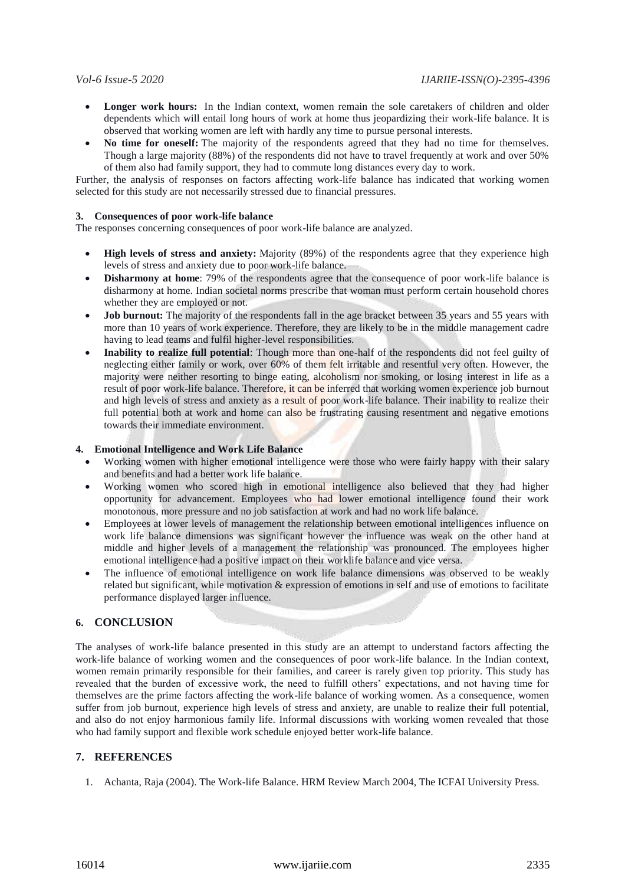- **Longer work hours:** In the Indian context, women remain the sole caretakers of children and older dependents which will entail long hours of work at home thus jeopardizing their work-life balance. It is observed that working women are left with hardly any time to pursue personal interests.
- **No time for oneself:** The majority of the respondents agreed that they had no time for themselves. Though a large majority (88%) of the respondents did not have to travel frequently at work and over 50% of them also had family support, they had to commute long distances every day to work.

Further, the analysis of responses on factors affecting work-life balance has indicated that working women selected for this study are not necessarily stressed due to financial pressures.

#### 3. Consequences of poor work-life balance

The responses concerning consequences of poor work-life balance are analyzed.

- **High levels of stress and anxiety:** Majority (89%) of the respondents agree that they experience high levels of stress and anxiety due to poor work-life balance.
- **Disharmony at home**: 79% of the respondents agree that the consequence of poor work-life balance is disharmony at home. Indian societal norms prescribe that woman must perform certain household chores whether they are employed or not.
- **Job burnout:** The majority of the respondents fall in the age bracket between 35 years and 55 years with more than 10 years of work experience. Therefore, they are likely to be in the middle management cadre having to lead teams and fulfil higher-level responsibilities.
- **Inability to realize full potential**: Though more than one-half of the respondents did not feel guilty of neglecting either family or work, over 60% of them felt irritable and resentful very often. However, the majority were neither resorting to binge eating, alcoholism nor smoking, or losing interest in life as a result of poor work-life balance. Therefore, it can be inferred that working women experience job burnout and high levels of stress and anxiety as a result of poor work-life balance. Their inability to realize their full potential both at work and home can also be frustrating causing resentment and negative emotions towards their immediate environment.

#### 4. Emotional Intelligence and Work Life Balance

- Working women with higher emotional intelligence were those who were fairly happy with their salary and benefits and had a better work life balance.
- Working women who scored high in emotional intelligence also believed that they had higher opportunity for advancement. Employees who had lower emotional intelligence found their work monotonous, more pressure and no job satisfaction at work and had no work life balance.
- Employees at lower levels of management the relationship between emotional intelligences influence on work life balance dimensions was significant however the influence was weak on the other hand at middle and higher levels of a management the relationship was pronounced. The employees higher emotional intelligence had a positive impact on their worklife balance and vice versa.
- The influence of emotional intelligence on work life balance dimensions was observed to be weakly related but significant, while motivation & expression of emotions in self and use of emotions to facilitate performance displayed larger influence.

## 6. CONCLUSION

The analyses of work-life balance presented in this study are an attempt to understand factors affecting the work-life balance of working women and the consequences of poor work-life balance. In the Indian context, women remain primarily responsible for their families, and career is rarely given top priority. This study has revealed that the burden of excessive work, the need to fulfill others' expectations, and not having time for themselves are the prime factors affecting the work-life balance of working women. As a consequence, women suffer from job burnout, experience high levels of stress and anxiety, are unable to realize their full potential, and also do not enjoy harmonious family life. Informal discussions with working women revealed that those who had family support and flexible work schedule enjoyed better work-life balance.

## 7. REFERENCES

1. Achanta, Raja (2004). The Work-life Balance. HRM Review March 2004, The ICFAI University Press.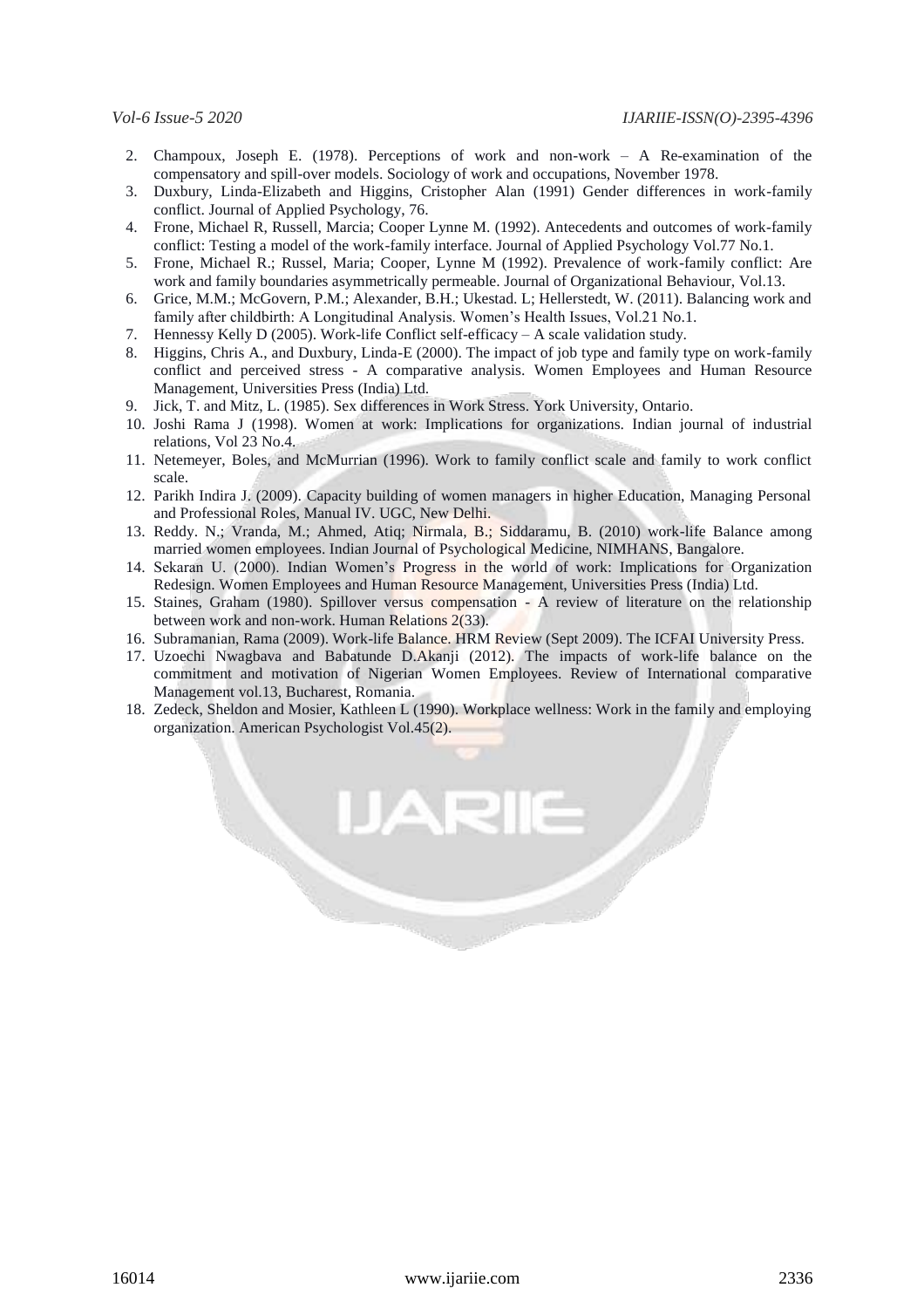2. Champoux, Joseph E. (1978). Perceptions of work and non-work – A Re-examination of the compensatory and spill-over models. Sociology of work and occupations, November 1978.
3. Duxbury, Linda-Elizabeth and Higgins, Cristopher Alan (1991) Gender differences in work-family conflict. Journal of Applied Psychology, 76.
4. Frone, Michael R, Russell, Marcia; Cooper Lynne M. (1992). Antecedents and outcomes of work-family conflict: Testing a model of the work-family interface. Journal of Applied Psychology Vol.77 No.1.
5. Frone, Michael R.; Russel, Maria; Cooper, Lynne M (1992). Prevalence of work-family conflict: Are work and family boundaries asymmetrically permeable. Journal of Organizational Behaviour, Vol.13.
6. Grice, M.M.; McGovern, P.M.; Alexander, B.H.; Ukestad. L; Hellerstedt, W. (2011). Balancing work and family after childbirth: A Longitudinal Analysis. Women's Health Issues, Vol.21 No.1.
7. Hennessy Kelly D (2005). Work-life Conflict self-efficacy – A scale validation study.
8. Higgins, Chris A., and Duxbury, Linda-E (2000). The impact of job type and family type on work-family conflict and perceived stress - A comparative analysis. Women Employees and Human Resource Management, Universities Press (India) Ltd.
9. Jick, T. and Mitz, L. (1985). Sex differences in Work Stress. York University, Ontario.
10. Joshi Rama J (1998). Women at work: Implications for organizations. Indian journal of industrial relations, Vol 23 No.4.
11. Netemeyer, Boles, and McMurrian (1996). Work to family conflict scale and family to work conflict scale.
12. Parikh Indira J. (2009). Capacity building of women managers in higher Education, Managing Personal and Professional Roles, Manual IV. UGC, New Delhi.
13. Reddy. N.; Vranda, M.; Ahmed, Atiq; Nirmala, B.; Siddaramu, B. (2010) work-life Balance among married women employees. Indian Journal of Psychological Medicine, NIMHANS, Bangalore.
14. Sekaran U. (2000). Indian Women's Progress in the world of work: Implications for Organization Redesign. Women Employees and Human Resource Management, Universities Press (India) Ltd.
15. Staines, Graham (1980). Spillover versus compensation - A review of literature on the relationship between work and non-work. Human Relations 2(33).
16. Subramanian, Rama (2009). Work-life Balance. HRM Review (Sept 2009). The ICFAI University Press.
17. Uzoechi Nwagbava and Babatunde D.Akanji (2012). The impacts of work-life balance on the commitment and motivation of Nigerian Women Employees. Review of International comparative Management vol.13, Bucharest, Romania.
18. Zedeck, Sheldon and Mosier, Kathleen L (1990). Workplace wellness: Work in the family and employing organization. American Psychologist Vol.45(2).